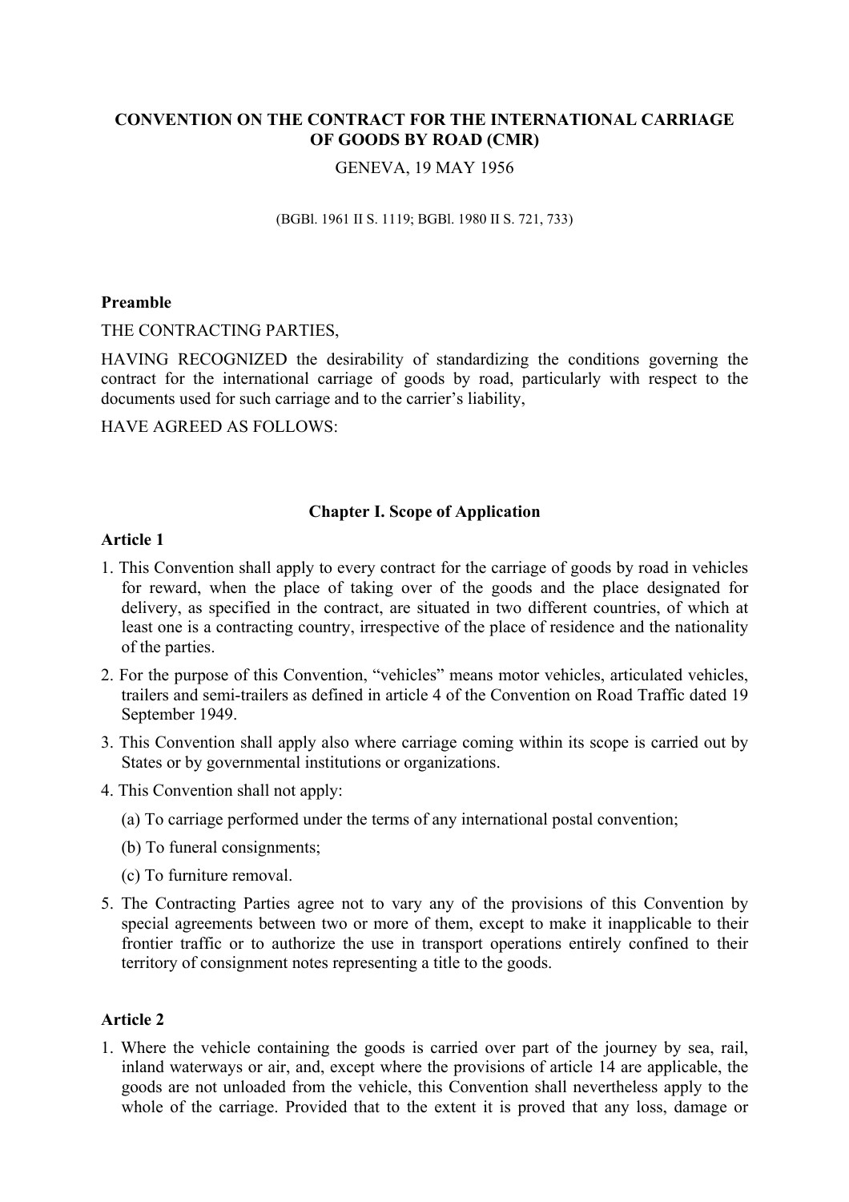# CONVENTION ON THE CONTRACT FOR THE INTERNATIONAL CARRIAGE OF GOODS BY ROAD (CMR)

GENEVA, 19 MAY 1956

(BGBl. 1961 II S. 1119; BGBl. 1980 II S. 721, 733)

### Preamble

THE CONTRACTING PARTIES,

HAVING RECOGNIZED the desirability of standardizing the conditions governing the contract for the international carriage of goods by road, particularly with respect to the documents used for such carriage and to the carrier's liability,

HAVE AGREED AS FOLLOWS:

## Chapter I. Scope of Application

### Article 1

1. This Convention shall apply to every contract for the carriage of goods by road in vehicles for reward, when the place of taking over of the goods and the place designated for delivery, as specified in the contract, are situated in two different countries, of which at least one is a contracting country, irrespective of the place of residence and the nationality of the parties.
2. For the purpose of this Convention, "vehicles" means motor vehicles, articulated vehicles, trailers and semi-trailers as defined in article 4 of the Convention on Road Traffic dated 19 September 1949.
3. This Convention shall apply also where carriage coming within its scope is carried out by States or by governmental institutions or organizations.
4. This Convention shall not apply:

   (a) To carriage performed under the terms of any international postal convention;

   (b) To funeral consignments;

   (c) To furniture removal.
5. The Contracting Parties agree not to vary any of the provisions of this Convention by special agreements between two or more of them, except to make it inapplicable to their frontier traffic or to authorize the use in transport operations entirely confined to their territory of consignment notes representing a title to the goods.

### Article 2

1. Where the vehicle containing the goods is carried over part of the journey by sea, rail, inland waterways or air, and, except where the provisions of article 14 are applicable, the goods are not unloaded from the vehicle, this Convention shall nevertheless apply to the whole of the carriage. Provided that to the extent it is proved that any loss, damage or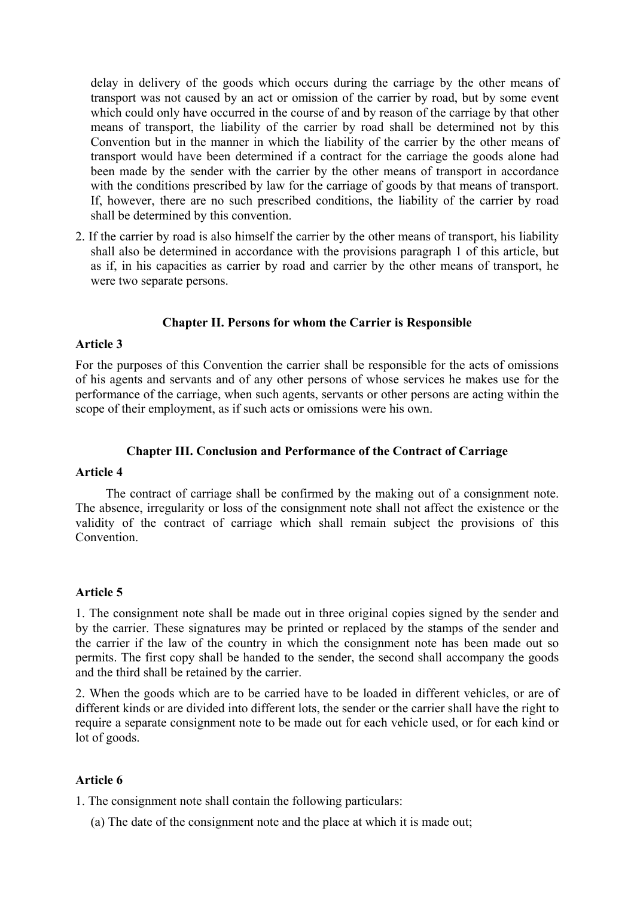delay in delivery of the goods which occurs during the carriage by the other means of transport was not caused by an act or omission of the carrier by road, but by some event which could only have occurred in the course of and by reason of the carriage by that other means of transport, the liability of the carrier by road shall be determined not by this Convention but in the manner in which the liability of the carrier by the other means of transport would have been determined if a contract for the carriage the goods alone had been made by the sender with the carrier by the other means of transport in accordance with the conditions prescribed by law for the carriage of goods by that means of transport. If, however, there are no such prescribed conditions, the liability of the carrier by road shall be determined by this convention.

2. If the carrier by road is also himself the carrier by the other means of transport, his liability shall also be determined in accordance with the provisions paragraph 1 of this article, but as if, in his capacities as carrier by road and carrier by the other means of transport, he were two separate persons.

## Chapter II. Persons for whom the Carrier is Responsible

### Article 3

For the purposes of this Convention the carrier shall be responsible for the acts of omissions of his agents and servants and of any other persons of whose services he makes use for the performance of the carriage, when such agents, servants or other persons are acting within the scope of their employment, as if such acts or omissions were his own.

## Chapter III. Conclusion and Performance of the Contract of Carriage

### Article 4

The contract of carriage shall be confirmed by the making out of a consignment note. The absence, irregularity or loss of the consignment note shall not affect the existence or the validity of the contract of carriage which shall remain subject the provisions of this Convention.

### Article 5

1. The consignment note shall be made out in three original copies signed by the sender and by the carrier. These signatures may be printed or replaced by the stamps of the sender and the carrier if the law of the country in which the consignment note has been made out so permits. The first copy shall be handed to the sender, the second shall accompany the goods and the third shall be retained by the carrier.

2. When the goods which are to be carried have to be loaded in different vehicles, or are of different kinds or are divided into different lots, the sender or the carrier shall have the right to require a separate consignment note to be made out for each vehicle used, or for each kind or lot of goods.

### Article 6

1. The consignment note shall contain the following particulars:

(a) The date of the consignment note and the place at which it is made out;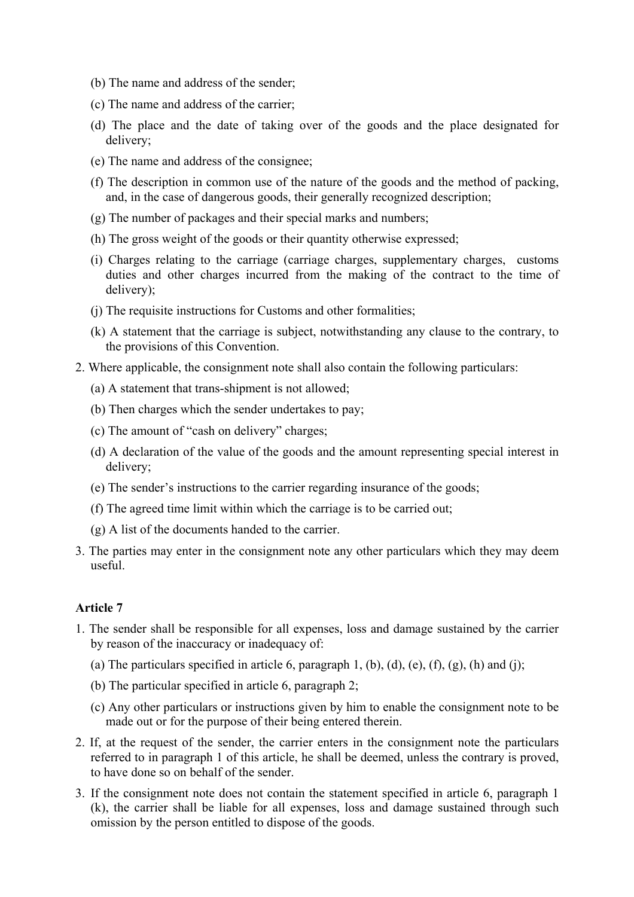(b) The name and address of the sender;

(c) The name and address of the carrier;

(d) The place and the date of taking over of the goods and the place designated for delivery;

(e) The name and address of the consignee;

(f) The description in common use of the nature of the goods and the method of packing, and, in the case of dangerous goods, their generally recognized description;

(g) The number of packages and their special marks and numbers;

(h) The gross weight of the goods or their quantity otherwise expressed;

(i) Charges relating to the carriage (carriage charges, supplementary charges, customs duties and other charges incurred from the making of the contract to the time of delivery);

(j) The requisite instructions for Customs and other formalities;

(k) A statement that the carriage is subject, notwithstanding any clause to the contrary, to the provisions of this Convention.

2. Where applicable, the consignment note shall also contain the following particulars:

(a) A statement that trans-shipment is not allowed;

(b) Then charges which the sender undertakes to pay;

(c) The amount of "cash on delivery" charges;

(d) A declaration of the value of the goods and the amount representing special interest in delivery;

(e) The sender's instructions to the carrier regarding insurance of the goods;

(f) The agreed time limit within which the carriage is to be carried out;

(g) A list of the documents handed to the carrier.

3. The parties may enter in the consignment note any other particulars which they may deem useful.

**Article 7**

1. The sender shall be responsible for all expenses, loss and damage sustained by the carrier by reason of the inaccuracy or inadequacy of:

(a) The particulars specified in article 6, paragraph 1, (b), (d), (e), (f), (g), (h) and (j);

(b) The particular specified in article 6, paragraph 2;

(c) Any other particulars or instructions given by him to enable the consignment note to be made out or for the purpose of their being entered therein.

2. If, at the request of the sender, the carrier enters in the consignment note the particulars referred to in paragraph 1 of this article, he shall be deemed, unless the contrary is proved, to have done so on behalf of the sender.

3. If the consignment note does not contain the statement specified in article 6, paragraph 1 (k), the carrier shall be liable for all expenses, loss and damage sustained through such omission by the person entitled to dispose of the goods.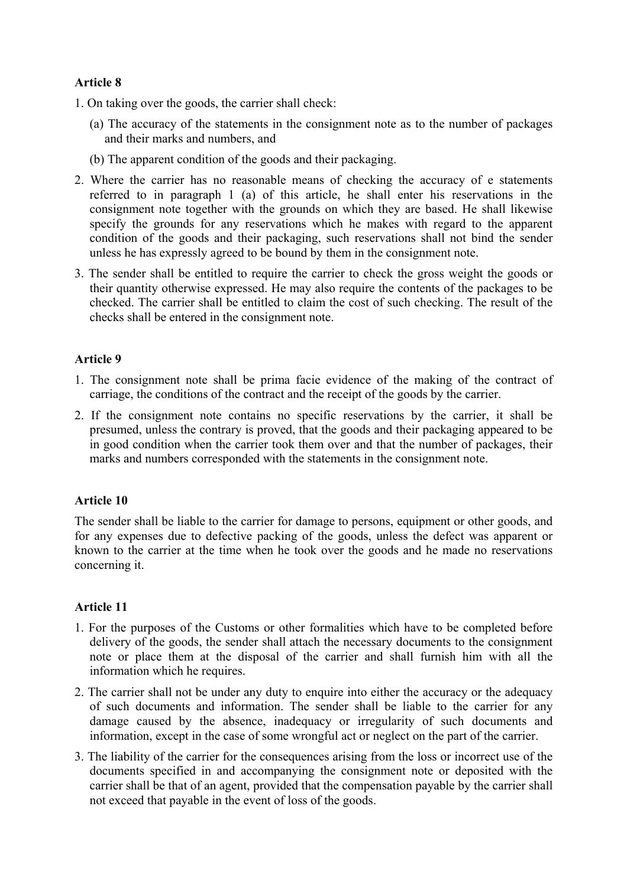**Article 8**

1. On taking over the goods, the carrier shall check:

   (a) The accuracy of the statements in the consignment note as to the number of packages and their marks and numbers, and

   (b) The apparent condition of the goods and their packaging.

2. Where the carrier has no reasonable means of checking the accuracy of e statements referred to in paragraph 1 (a) of this article, he shall enter his reservations in the consignment note together with the grounds on which they are based. He shall likewise specify the grounds for any reservations which he makes with regard to the apparent condition of the goods and their packaging, such reservations shall not bind the sender unless he has expressly agreed to be bound by them in the consignment note.

3. The sender shall be entitled to require the carrier to check the gross weight the goods or their quantity otherwise expressed. He may also require the contents of the packages to be checked. The carrier shall be entitled to claim the cost of such checking. The result of the checks shall be entered in the consignment note.

**Article 9**

1. The consignment note shall be prima facie evidence of the making of the contract of carriage, the conditions of the contract and the receipt of the goods by the carrier.

2. If the consignment note contains no specific reservations by the carrier, it shall be presumed, unless the contrary is proved, that the goods and their packaging appeared to be in good condition when the carrier took them over and that the number of packages, their marks and numbers corresponded with the statements in the consignment note.

**Article 10**

The sender shall be liable to the carrier for damage to persons, equipment or other goods, and for any expenses due to defective packing of the goods, unless the defect was apparent or known to the carrier at the time when he took over the goods and he made no reservations concerning it.

**Article 11**

1. For the purposes of the Customs or other formalities which have to be completed before delivery of the goods, the sender shall attach the necessary documents to the consignment note or place them at the disposal of the carrier and shall furnish him with all the information which he requires.

2. The carrier shall not be under any duty to enquire into either the accuracy or the adequacy of such documents and information. The sender shall be liable to the carrier for any damage caused by the absence, inadequacy or irregularity of such documents and information, except in the case of some wrongful act or neglect on the part of the carrier.

3. The liability of the carrier for the consequences arising from the loss or incorrect use of the documents specified in and accompanying the consignment note or deposited with the carrier shall be that of an agent, provided that the compensation payable by the carrier shall not exceed that payable in the event of loss of the goods.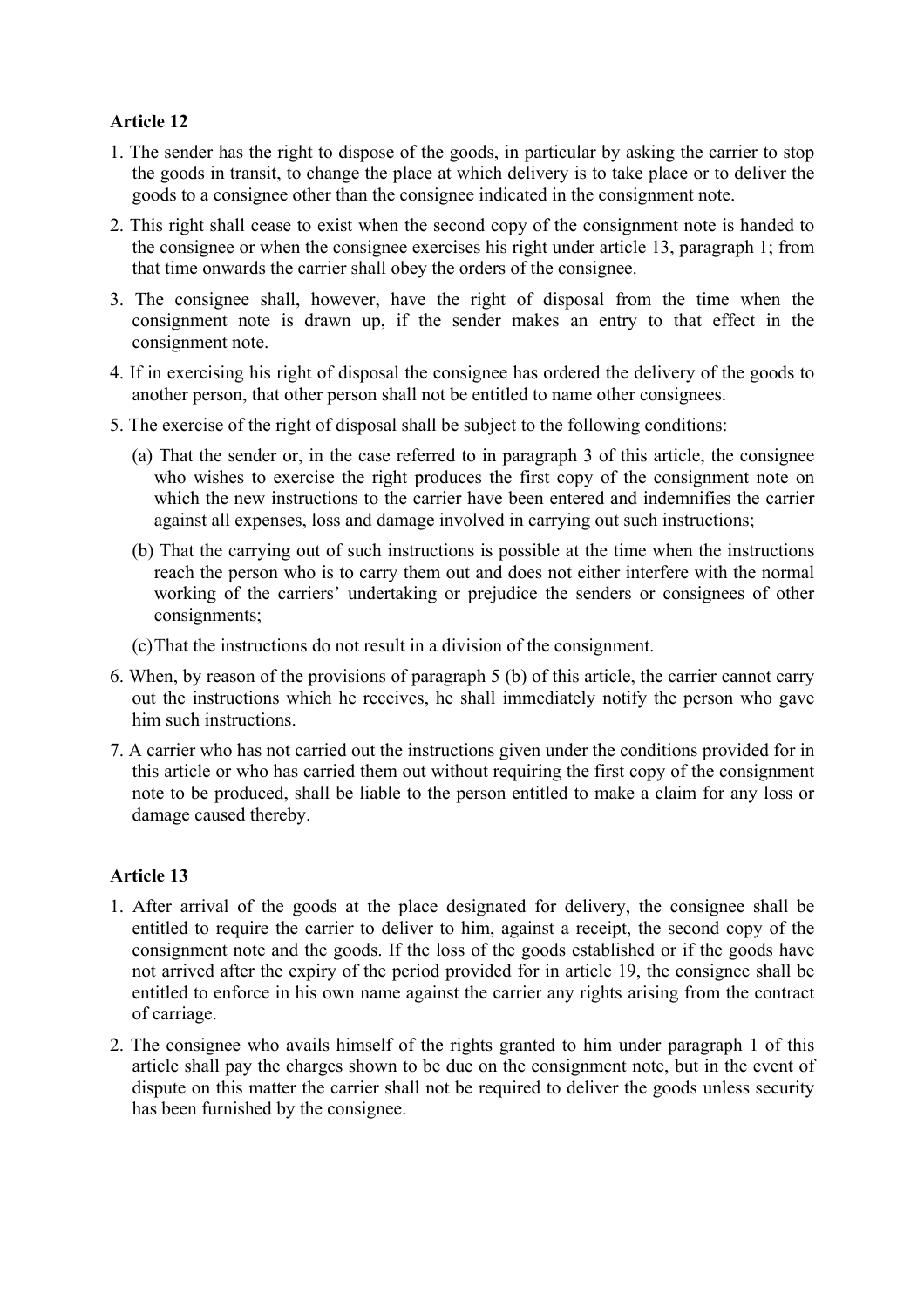**Article 12**

1. The sender has the right to dispose of the goods, in particular by asking the carrier to stop the goods in transit, to change the place at which delivery is to take place or to deliver the goods to a consignee other than the consignee indicated in the consignment note.

2. This right shall cease to exist when the second copy of the consignment note is handed to the consignee or when the consignee exercises his right under article 13, paragraph 1; from that time onwards the carrier shall obey the orders of the consignee.

3. The consignee shall, however, have the right of disposal from the time when the consignment note is drawn up, if the sender makes an entry to that effect in the consignment note.

4. If in exercising his right of disposal the consignee has ordered the delivery of the goods to another person, that other person shall not be entitled to name other consignees.

5. The exercise of the right of disposal shall be subject to the following conditions:

   (a) That the sender or, in the case referred to in paragraph 3 of this article, the consignee who wishes to exercise the right produces the first copy of the consignment note on which the new instructions to the carrier have been entered and indemnifies the carrier against all expenses, loss and damage involved in carrying out such instructions;

   (b) That the carrying out of such instructions is possible at the time when the instructions reach the person who is to carry them out and does not either interfere with the normal working of the carriers' undertaking or prejudice the senders or consignees of other consignments;

   (c) That the instructions do not result in a division of the consignment.

6. When, by reason of the provisions of paragraph 5 (b) of this article, the carrier cannot carry out the instructions which he receives, he shall immediately notify the person who gave him such instructions.

7. A carrier who has not carried out the instructions given under the conditions provided for in this article or who has carried them out without requiring the first copy of the consignment note to be produced, shall be liable to the person entitled to make a claim for any loss or damage caused thereby.

**Article 13**

1. After arrival of the goods at the place designated for delivery, the consignee shall be entitled to require the carrier to deliver to him, against a receipt, the second copy of the consignment note and the goods. If the loss of the goods established or if the goods have not arrived after the expiry of the period provided for in article 19, the consignee shall be entitled to enforce in his own name against the carrier any rights arising from the contract of carriage.

2. The consignee who avails himself of the rights granted to him under paragraph 1 of this article shall pay the charges shown to be due on the consignment note, but in the event of dispute on this matter the carrier shall not be required to deliver the goods unless security has been furnished by the consignee.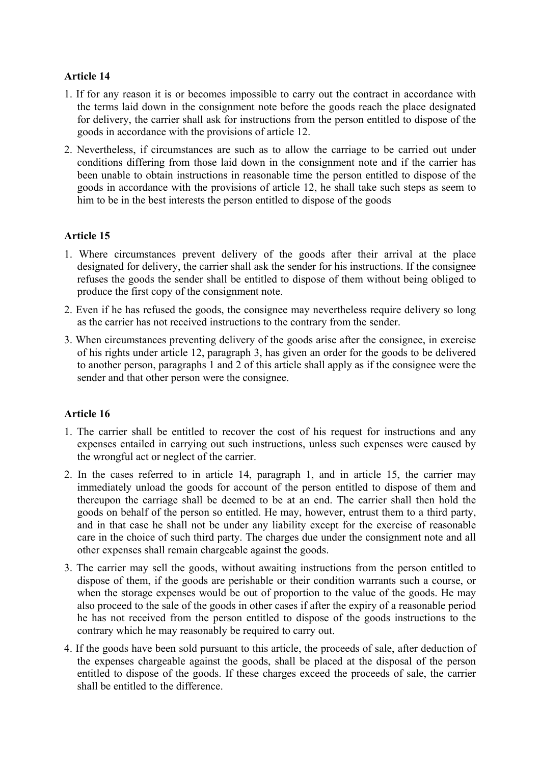**Article 14**

1. If for any reason it is or becomes impossible to carry out the contract in accordance with the terms laid down in the consignment note before the goods reach the place designated for delivery, the carrier shall ask for instructions from the person entitled to dispose of the goods in accordance with the provisions of article 12.
2. Nevertheless, if circumstances are such as to allow the carriage to be carried out under conditions differing from those laid down in the consignment note and if the carrier has been unable to obtain instructions in reasonable time the person entitled to dispose of the goods in accordance with the provisions of article 12, he shall take such steps as seem to him to be in the best interests the person entitled to dispose of the goods

**Article 15**

1. Where circumstances prevent delivery of the goods after their arrival at the place designated for delivery, the carrier shall ask the sender for his instructions. If the consignee refuses the goods the sender shall be entitled to dispose of them without being obliged to produce the first copy of the consignment note.
2. Even if he has refused the goods, the consignee may nevertheless require delivery so long as the carrier has not received instructions to the contrary from the sender.
3. When circumstances preventing delivery of the goods arise after the consignee, in exercise of his rights under article 12, paragraph 3, has given an order for the goods to be delivered to another person, paragraphs 1 and 2 of this article shall apply as if the consignee were the sender and that other person were the consignee.

**Article 16**

1. The carrier shall be entitled to recover the cost of his request for instructions and any expenses entailed in carrying out such instructions, unless such expenses were caused by the wrongful act or neglect of the carrier.
2. In the cases referred to in article 14, paragraph 1, and in article 15, the carrier may immediately unload the goods for account of the person entitled to dispose of them and thereupon the carriage shall be deemed to be at an end. The carrier shall then hold the goods on behalf of the person so entitled. He may, however, entrust them to a third party, and in that case he shall not be under any liability except for the exercise of reasonable care in the choice of such third party. The charges due under the consignment note and all other expenses shall remain chargeable against the goods.
3. The carrier may sell the goods, without awaiting instructions from the person entitled to dispose of them, if the goods are perishable or their condition warrants such a course, or when the storage expenses would be out of proportion to the value of the goods. He may also proceed to the sale of the goods in other cases if after the expiry of a reasonable period he has not received from the person entitled to dispose of the goods instructions to the contrary which he may reasonably be required to carry out.
4. If the goods have been sold pursuant to this article, the proceeds of sale, after deduction of the expenses chargeable against the goods, shall be placed at the disposal of the person entitled to dispose of the goods. If these charges exceed the proceeds of sale, the carrier shall be entitled to the difference.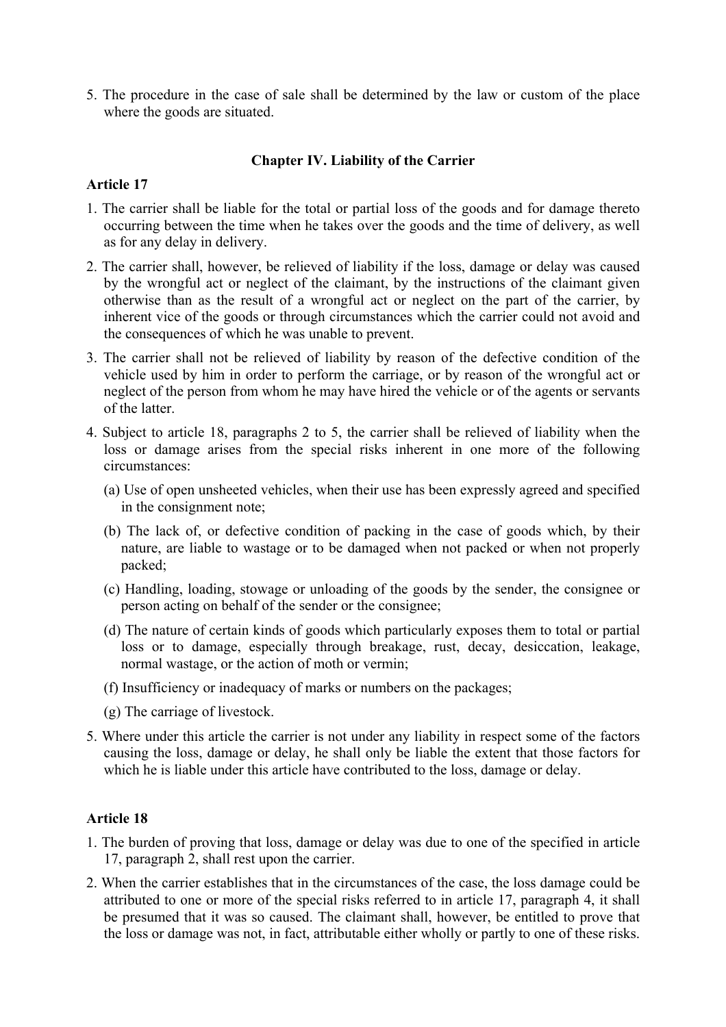5. The procedure in the case of sale shall be determined by the law or custom of the place where the goods are situated.

## Chapter IV. Liability of the Carrier

### Article 17

1. The carrier shall be liable for the total or partial loss of the goods and for damage thereto occurring between the time when he takes over the goods and the time of delivery, as well as for any delay in delivery.
2. The carrier shall, however, be relieved of liability if the loss, damage or delay was caused by the wrongful act or neglect of the claimant, by the instructions of the claimant given otherwise than as the result of a wrongful act or neglect on the part of the carrier, by inherent vice of the goods or through circumstances which the carrier could not avoid and the consequences of which he was unable to prevent.
3. The carrier shall not be relieved of liability by reason of the defective condition of the vehicle used by him in order to perform the carriage, or by reason of the wrongful act or neglect of the person from whom he may have hired the vehicle or of the agents or servants of the latter.
4. Subject to article 18, paragraphs 2 to 5, the carrier shall be relieved of liability when the loss or damage arises from the special risks inherent in one more of the following circumstances:
   (a) Use of open unsheeted vehicles, when their use has been expressly agreed and specified in the consignment note;
   (b) The lack of, or defective condition of packing in the case of goods which, by their nature, are liable to wastage or to be damaged when not packed or when not properly packed;
   (c) Handling, loading, stowage or unloading of the goods by the sender, the consignee or person acting on behalf of the sender or the consignee;
   (d) The nature of certain kinds of goods which particularly exposes them to total or partial loss or to damage, especially through breakage, rust, decay, desiccation, leakage, normal wastage, or the action of moth or vermin;
   (f) Insufficiency or inadequacy of marks or numbers on the packages;
   (g) The carriage of livestock.
5. Where under this article the carrier is not under any liability in respect some of the factors causing the loss, damage or delay, he shall only be liable the extent that those factors for which he is liable under this article have contributed to the loss, damage or delay.

### Article 18

1. The burden of proving that loss, damage or delay was due to one of the specified in article 17, paragraph 2, shall rest upon the carrier.
2. When the carrier establishes that in the circumstances of the case, the loss damage could be attributed to one or more of the special risks referred to in article 17, paragraph 4, it shall be presumed that it was so caused. The claimant shall, however, be entitled to prove that the loss or damage was not, in fact, attributable either wholly or partly to one of these risks.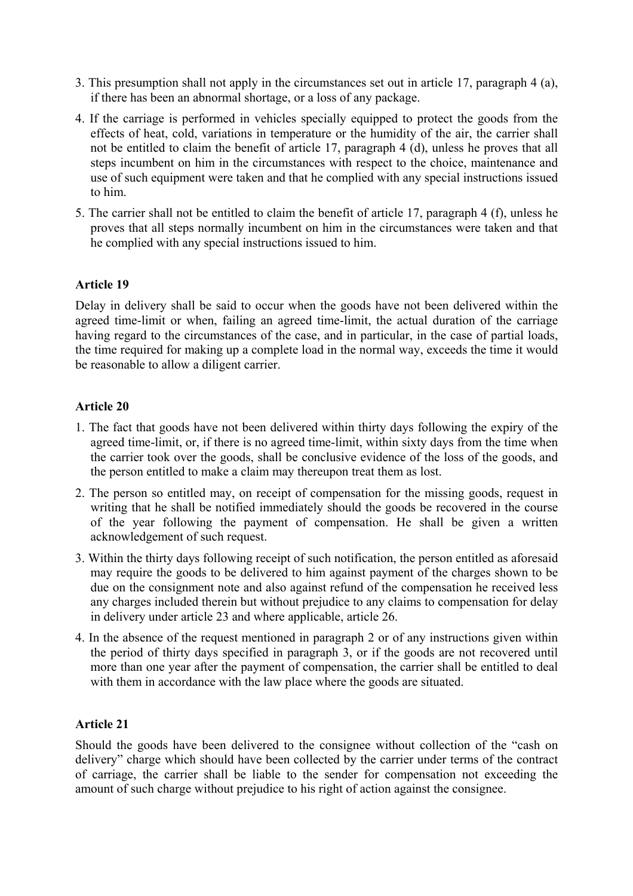3. This presumption shall not apply in the circumstances set out in article 17, paragraph 4 (a), if there has been an abnormal shortage, or a loss of any package.
4. If the carriage is performed in vehicles specially equipped to protect the goods from the effects of heat, cold, variations in temperature or the humidity of the air, the carrier shall not be entitled to claim the benefit of article 17, paragraph 4 (d), unless he proves that all steps incumbent on him in the circumstances with respect to the choice, maintenance and use of such equipment were taken and that he complied with any special instructions issued to him.
5. The carrier shall not be entitled to claim the benefit of article 17, paragraph 4 (f), unless he proves that all steps normally incumbent on him in the circumstances were taken and that he complied with any special instructions issued to him.

**Article 19**

Delay in delivery shall be said to occur when the goods have not been delivered within the agreed time-limit or when, failing an agreed time-limit, the actual duration of the carriage having regard to the circumstances of the case, and in particular, in the case of partial loads, the time required for making up a complete load in the normal way, exceeds the time it would be reasonable to allow a diligent carrier.

**Article 20**

1. The fact that goods have not been delivered within thirty days following the expiry of the agreed time-limit, or, if there is no agreed time-limit, within sixty days from the time when the carrier took over the goods, shall be conclusive evidence of the loss of the goods, and the person entitled to make a claim may thereupon treat them as lost.
2. The person so entitled may, on receipt of compensation for the missing goods, request in writing that he shall be notified immediately should the goods be recovered in the course of the year following the payment of compensation. He shall be given a written acknowledgement of such request.
3. Within the thirty days following receipt of such notification, the person entitled as aforesaid may require the goods to be delivered to him against payment of the charges shown to be due on the consignment note and also against refund of the compensation he received less any charges included therein but without prejudice to any claims to compensation for delay in delivery under article 23 and where applicable, article 26.
4. In the absence of the request mentioned in paragraph 2 or of any instructions given within the period of thirty days specified in paragraph 3, or if the goods are not recovered until more than one year after the payment of compensation, the carrier shall be entitled to deal with them in accordance with the law place where the goods are situated.

**Article 21**

Should the goods have been delivered to the consignee without collection of the "cash on delivery" charge which should have been collected by the carrier under terms of the contract of carriage, the carrier shall be liable to the sender for compensation not exceeding the amount of such charge without prejudice to his right of action against the consignee.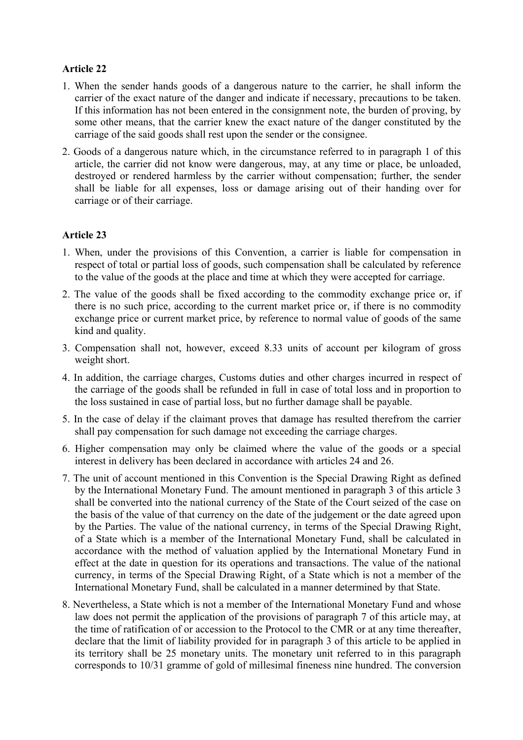**Article 22**

1. When the sender hands goods of a dangerous nature to the carrier, he shall inform the carrier of the exact nature of the danger and indicate if necessary, precautions to be taken. If this information has not been entered in the consignment note, the burden of proving, by some other means, that the carrier knew the exact nature of the danger constituted by the carriage of the said goods shall rest upon the sender or the consignee.
2. Goods of a dangerous nature which, in the circumstance referred to in paragraph 1 of this article, the carrier did not know were dangerous, may, at any time or place, be unloaded, destroyed or rendered harmless by the carrier without compensation; further, the sender shall be liable for all expenses, loss or damage arising out of their handing over for carriage or of their carriage.

**Article 23**

1. When, under the provisions of this Convention, a carrier is liable for compensation in respect of total or partial loss of goods, such compensation shall be calculated by reference to the value of the goods at the place and time at which they were accepted for carriage.
2. The value of the goods shall be fixed according to the commodity exchange price or, if there is no such price, according to the current market price or, if there is no commodity exchange price or current market price, by reference to normal value of goods of the same kind and quality.
3. Compensation shall not, however, exceed 8.33 units of account per kilogram of gross weight short.
4. In addition, the carriage charges, Customs duties and other charges incurred in respect of the carriage of the goods shall be refunded in full in case of total loss and in proportion to the loss sustained in case of partial loss, but no further damage shall be payable.
5. In the case of delay if the claimant proves that damage has resulted therefrom the carrier shall pay compensation for such damage not exceeding the carriage charges.
6. Higher compensation may only be claimed where the value of the goods or a special interest in delivery has been declared in accordance with articles 24 and 26.
7. The unit of account mentioned in this Convention is the Special Drawing Right as defined by the International Monetary Fund. The amount mentioned in paragraph 3 of this article 3 shall be converted into the national currency of the State of the Court seized of the case on the basis of the value of that currency on the date of the judgement or the date agreed upon by the Parties. The value of the national currency, in terms of the Special Drawing Right, of a State which is a member of the International Monetary Fund, shall be calculated in accordance with the method of valuation applied by the International Monetary Fund in effect at the date in question for its operations and transactions. The value of the national currency, in terms of the Special Drawing Right, of a State which is not a member of the International Monetary Fund, shall be calculated in a manner determined by that State.
8. Nevertheless, a State which is not a member of the International Monetary Fund and whose law does not permit the application of the provisions of paragraph 7 of this article may, at the time of ratification of or accession to the Protocol to the CMR or at any time thereafter, declare that the limit of liability provided for in paragraph 3 of this article to be applied in its territory shall be 25 monetary units. The monetary unit referred to in this paragraph corresponds to 10/31 gramme of gold of millesimal fineness nine hundred. The conversion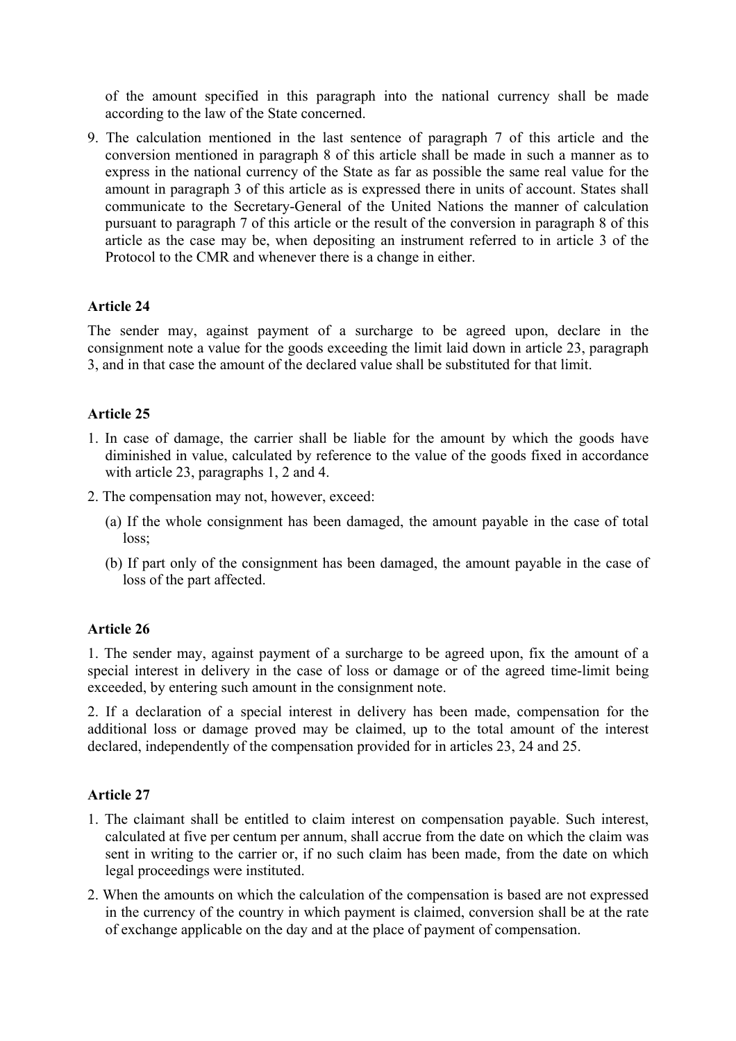of the amount specified in this paragraph into the national currency shall be made according to the law of the State concerned.

9. The calculation mentioned in the last sentence of paragraph 7 of this article and the conversion mentioned in paragraph 8 of this article shall be made in such a manner as to express in the national currency of the State as far as possible the same real value for the amount in paragraph 3 of this article as is expressed there in units of account. States shall communicate to the Secretary-General of the United Nations the manner of calculation pursuant to paragraph 7 of this article or the result of the conversion in paragraph 8 of this article as the case may be, when depositing an instrument referred to in article 3 of the Protocol to the CMR and whenever there is a change in either.

**Article 24**

The sender may, against payment of a surcharge to be agreed upon, declare in the consignment note a value for the goods exceeding the limit laid down in article 23, paragraph 3, and in that case the amount of the declared value shall be substituted for that limit.

**Article 25**

1. In case of damage, the carrier shall be liable for the amount by which the goods have diminished in value, calculated by reference to the value of the goods fixed in accordance with article 23, paragraphs 1, 2 and 4.
2. The compensation may not, however, exceed:
   (a) If the whole consignment has been damaged, the amount payable in the case of total loss;
   (b) If part only of the consignment has been damaged, the amount payable in the case of loss of the part affected.

**Article 26**

1. The sender may, against payment of a surcharge to be agreed upon, fix the amount of a special interest in delivery in the case of loss or damage or of the agreed time-limit being exceeded, by entering such amount in the consignment note.

2. If a declaration of a special interest in delivery has been made, compensation for the additional loss or damage proved may be claimed, up to the total amount of the interest declared, independently of the compensation provided for in articles 23, 24 and 25.

**Article 27**

1. The claimant shall be entitled to claim interest on compensation payable. Such interest, calculated at five per centum per annum, shall accrue from the date on which the claim was sent in writing to the carrier or, if no such claim has been made, from the date on which legal proceedings were instituted.
2. When the amounts on which the calculation of the compensation is based are not expressed in the currency of the country in which payment is claimed, conversion shall be at the rate of exchange applicable on the day and at the place of payment of compensation.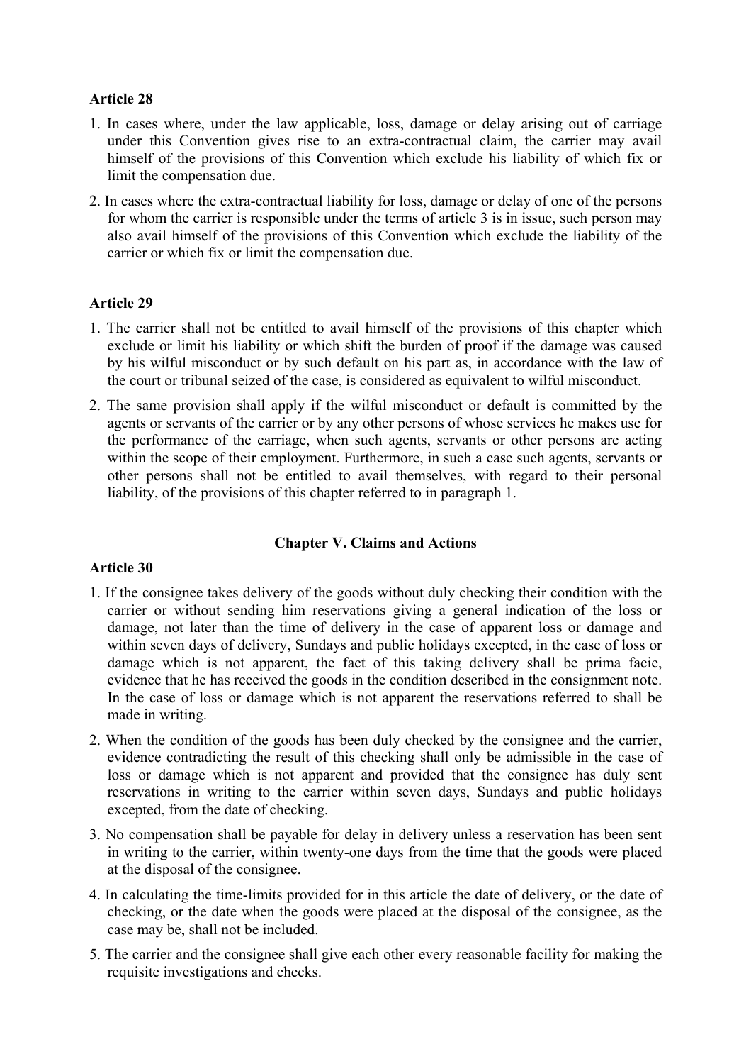**Article 28**

1. In cases where, under the law applicable, loss, damage or delay arising out of carriage under this Convention gives rise to an extra-contractual claim, the carrier may avail himself of the provisions of this Convention which exclude his liability of which fix or limit the compensation due.
2. In cases where the extra-contractual liability for loss, damage or delay of one of the persons for whom the carrier is responsible under the terms of article 3 is in issue, such person may also avail himself of the provisions of this Convention which exclude the liability of the carrier or which fix or limit the compensation due.

**Article 29**

1. The carrier shall not be entitled to avail himself of the provisions of this chapter which exclude or limit his liability or which shift the burden of proof if the damage was caused by his wilful misconduct or by such default on his part as, in accordance with the law of the court or tribunal seized of the case, is considered as equivalent to wilful misconduct.
2. The same provision shall apply if the wilful misconduct or default is committed by the agents or servants of the carrier or by any other persons of whose services he makes use for the performance of the carriage, when such agents, servants or other persons are acting within the scope of their employment. Furthermore, in such a case such agents, servants or other persons shall not be entitled to avail themselves, with regard to their personal liability, of the provisions of this chapter referred to in paragraph 1.

## Chapter V. Claims and Actions

**Article 30**

1. If the consignee takes delivery of the goods without duly checking their condition with the carrier or without sending him reservations giving a general indication of the loss or damage, not later than the time of delivery in the case of apparent loss or damage and within seven days of delivery, Sundays and public holidays excepted, in the case of loss or damage which is not apparent, the fact of this taking delivery shall be prima facie, evidence that he has received the goods in the condition described in the consignment note. In the case of loss or damage which is not apparent the reservations referred to shall be made in writing.
2. When the condition of the goods has been duly checked by the consignee and the carrier, evidence contradicting the result of this checking shall only be admissible in the case of loss or damage which is not apparent and provided that the consignee has duly sent reservations in writing to the carrier within seven days, Sundays and public holidays excepted, from the date of checking.
3. No compensation shall be payable for delay in delivery unless a reservation has been sent in writing to the carrier, within twenty-one days from the time that the goods were placed at the disposal of the consignee.
4. In calculating the time-limits provided for in this article the date of delivery, or the date of checking, or the date when the goods were placed at the disposal of the consignee, as the case may be, shall not be included.
5. The carrier and the consignee shall give each other every reasonable facility for making the requisite investigations and checks.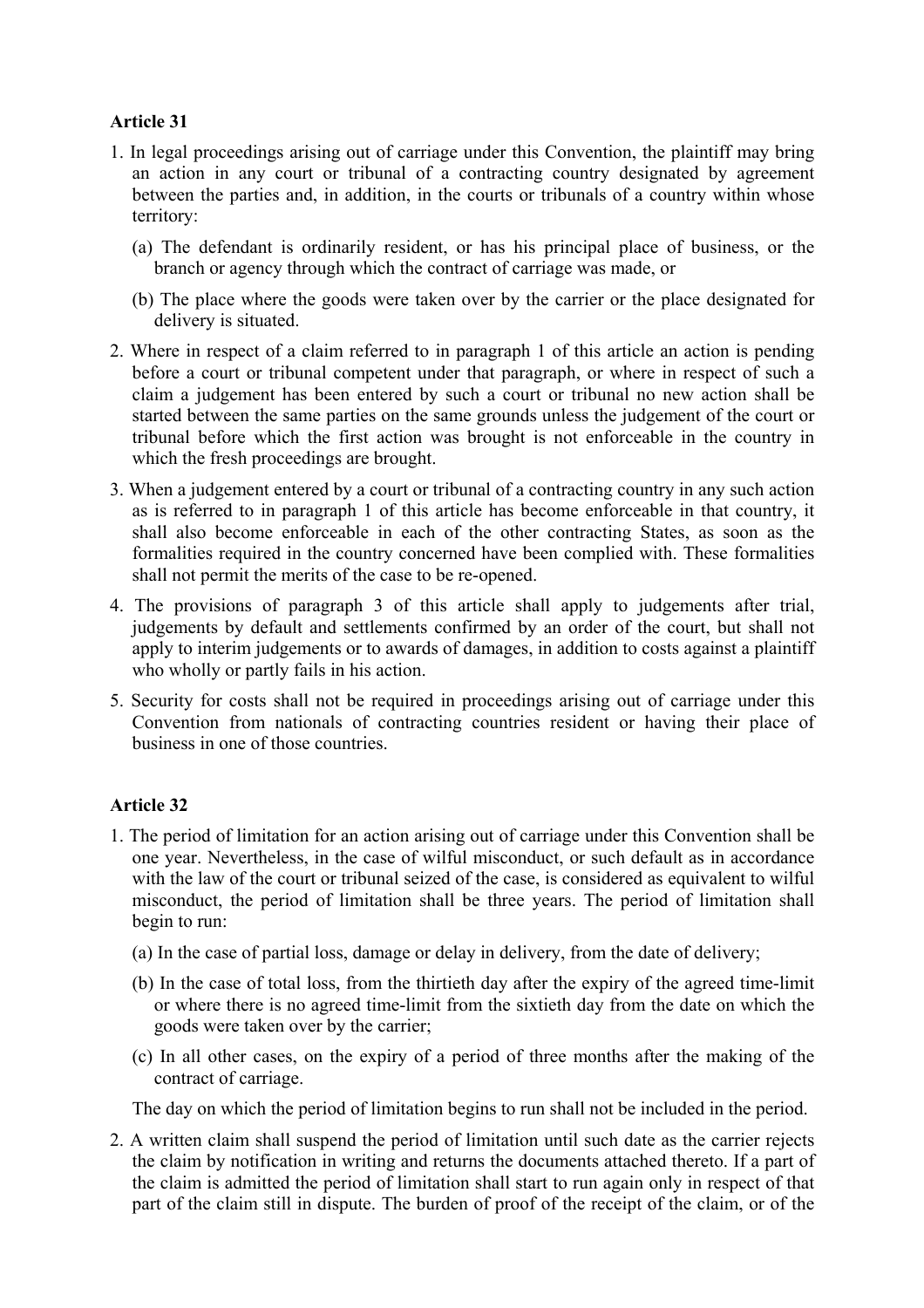### Article 31

1. In legal proceedings arising out of carriage under this Convention, the plaintiff may bring an action in any court or tribunal of a contracting country designated by agreement between the parties and, in addition, in the courts or tribunals of a country within whose territory:

   (a) The defendant is ordinarily resident, or has his principal place of business, or the branch or agency through which the contract of carriage was made, or

   (b) The place where the goods were taken over by the carrier or the place designated for delivery is situated.

2. Where in respect of a claim referred to in paragraph 1 of this article an action is pending before a court or tribunal competent under that paragraph, or where in respect of such a claim a judgement has been entered by such a court or tribunal no new action shall be started between the same parties on the same grounds unless the judgement of the court or tribunal before which the first action was brought is not enforceable in the country in which the fresh proceedings are brought.

3. When a judgement entered by a court or tribunal of a contracting country in any such action as is referred to in paragraph 1 of this article has become enforceable in that country, it shall also become enforceable in each of the other contracting States, as soon as the formalities required in the country concerned have been complied with. These formalities shall not permit the merits of the case to be re-opened.

4. The provisions of paragraph 3 of this article shall apply to judgements after trial, judgements by default and settlements confirmed by an order of the court, but shall not apply to interim judgements or to awards of damages, in addition to costs against a plaintiff who wholly or partly fails in his action.

5. Security for costs shall not be required in proceedings arising out of carriage under this Convention from nationals of contracting countries resident or having their place of business in one of those countries.

### Article 32

1. The period of limitation for an action arising out of carriage under this Convention shall be one year. Nevertheless, in the case of wilful misconduct, or such default as in accordance with the law of the court or tribunal seized of the case, is considered as equivalent to wilful misconduct, the period of limitation shall be three years. The period of limitation shall begin to run:

   (a) In the case of partial loss, damage or delay in delivery, from the date of delivery;

   (b) In the case of total loss, from the thirtieth day after the expiry of the agreed time-limit or where there is no agreed time-limit from the sixtieth day from the date on which the goods were taken over by the carrier;

   (c) In all other cases, on the expiry of a period of three months after the making of the contract of carriage.

   The day on which the period of limitation begins to run shall not be included in the period.

2. A written claim shall suspend the period of limitation until such date as the carrier rejects the claim by notification in writing and returns the documents attached thereto. If a part of the claim is admitted the period of limitation shall start to run again only in respect of that part of the claim still in dispute. The burden of proof of the receipt of the claim, or of the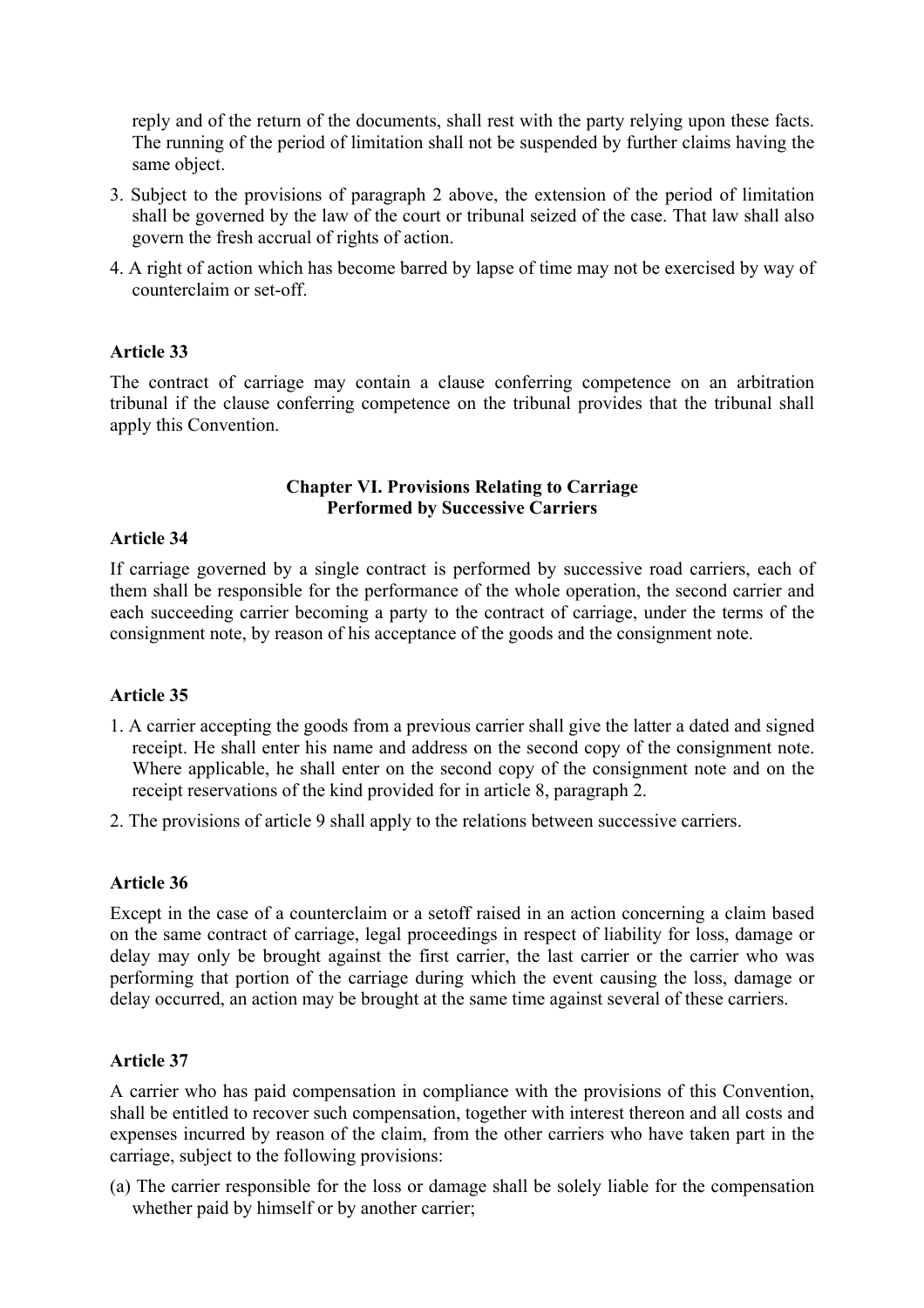reply and of the return of the documents, shall rest with the party relying upon these facts. The running of the period of limitation shall not be suspended by further claims having the same object.

3. Subject to the provisions of paragraph 2 above, the extension of the period of limitation shall be governed by the law of the court or tribunal seized of the case. That law shall also govern the fresh accrual of rights of action.
4. A right of action which has become barred by lapse of time may not be exercised by way of counterclaim or set-off.

**Article 33**

The contract of carriage may contain a clause conferring competence on an arbitration tribunal if the clause conferring competence on the tribunal provides that the tribunal shall apply this Convention.

## Chapter VI. Provisions Relating to Carriage Performed by Successive Carriers

**Article 34**

If carriage governed by a single contract is performed by successive road carriers, each of them shall be responsible for the performance of the whole operation, the second carrier and each succeeding carrier becoming a party to the contract of carriage, under the terms of the consignment note, by reason of his acceptance of the goods and the consignment note.

**Article 35**

1. A carrier accepting the goods from a previous carrier shall give the latter a dated and signed receipt. He shall enter his name and address on the second copy of the consignment note. Where applicable, he shall enter on the second copy of the consignment note and on the receipt reservations of the kind provided for in article 8, paragraph 2.
2. The provisions of article 9 shall apply to the relations between successive carriers.

**Article 36**

Except in the case of a counterclaim or a setoff raised in an action concerning a claim based on the same contract of carriage, legal proceedings in respect of liability for loss, damage or delay may only be brought against the first carrier, the last carrier or the carrier who was performing that portion of the carriage during which the event causing the loss, damage or delay occurred, an action may be brought at the same time against several of these carriers.

**Article 37**

A carrier who has paid compensation in compliance with the provisions of this Convention, shall be entitled to recover such compensation, together with interest thereon and all costs and expenses incurred by reason of the claim, from the other carriers who have taken part in the carriage, subject to the following provisions:

(a) The carrier responsible for the loss or damage shall be solely liable for the compensation whether paid by himself or by another carrier;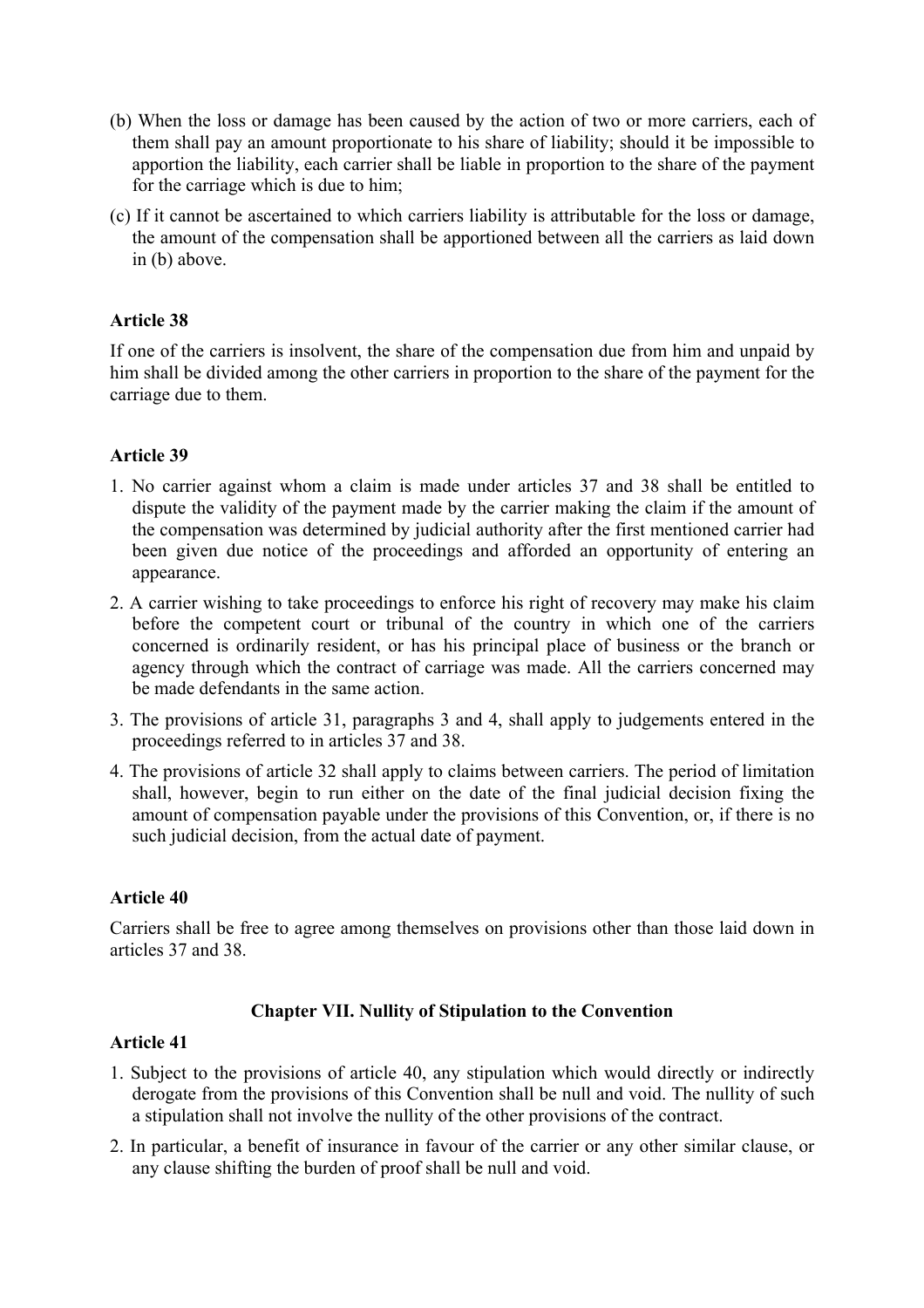(b) When the loss or damage has been caused by the action of two or more carriers, each of them shall pay an amount proportionate to his share of liability; should it be impossible to apportion the liability, each carrier shall be liable in proportion to the share of the payment for the carriage which is due to him;

(c) If it cannot be ascertained to which carriers liability is attributable for the loss or damage, the amount of the compensation shall be apportioned between all the carriers as laid down in (b) above.

**Article 38**

If one of the carriers is insolvent, the share of the compensation due from him and unpaid by him shall be divided among the other carriers in proportion to the share of the payment for the carriage due to them.

**Article 39**

1. No carrier against whom a claim is made under articles 37 and 38 shall be entitled to dispute the validity of the payment made by the carrier making the claim if the amount of the compensation was determined by judicial authority after the first mentioned carrier had been given due notice of the proceedings and afforded an opportunity of entering an appearance.
2. A carrier wishing to take proceedings to enforce his right of recovery may make his claim before the competent court or tribunal of the country in which one of the carriers concerned is ordinarily resident, or has his principal place of business or the branch or agency through which the contract of carriage was made. All the carriers concerned may be made defendants in the same action.
3. The provisions of article 31, paragraphs 3 and 4, shall apply to judgements entered in the proceedings referred to in articles 37 and 38.
4. The provisions of article 32 shall apply to claims between carriers. The period of limitation shall, however, begin to run either on the date of the final judicial decision fixing the amount of compensation payable under the provisions of this Convention, or, if there is no such judicial decision, from the actual date of payment.

**Article 40**

Carriers shall be free to agree among themselves on provisions other than those laid down in articles 37 and 38.

## Chapter VII. Nullity of Stipulation to the Convention

**Article 41**

1. Subject to the provisions of article 40, any stipulation which would directly or indirectly derogate from the provisions of this Convention shall be null and void. The nullity of such a stipulation shall not involve the nullity of the other provisions of the contract.
2. In particular, a benefit of insurance in favour of the carrier or any other similar clause, or any clause shifting the burden of proof shall be null and void.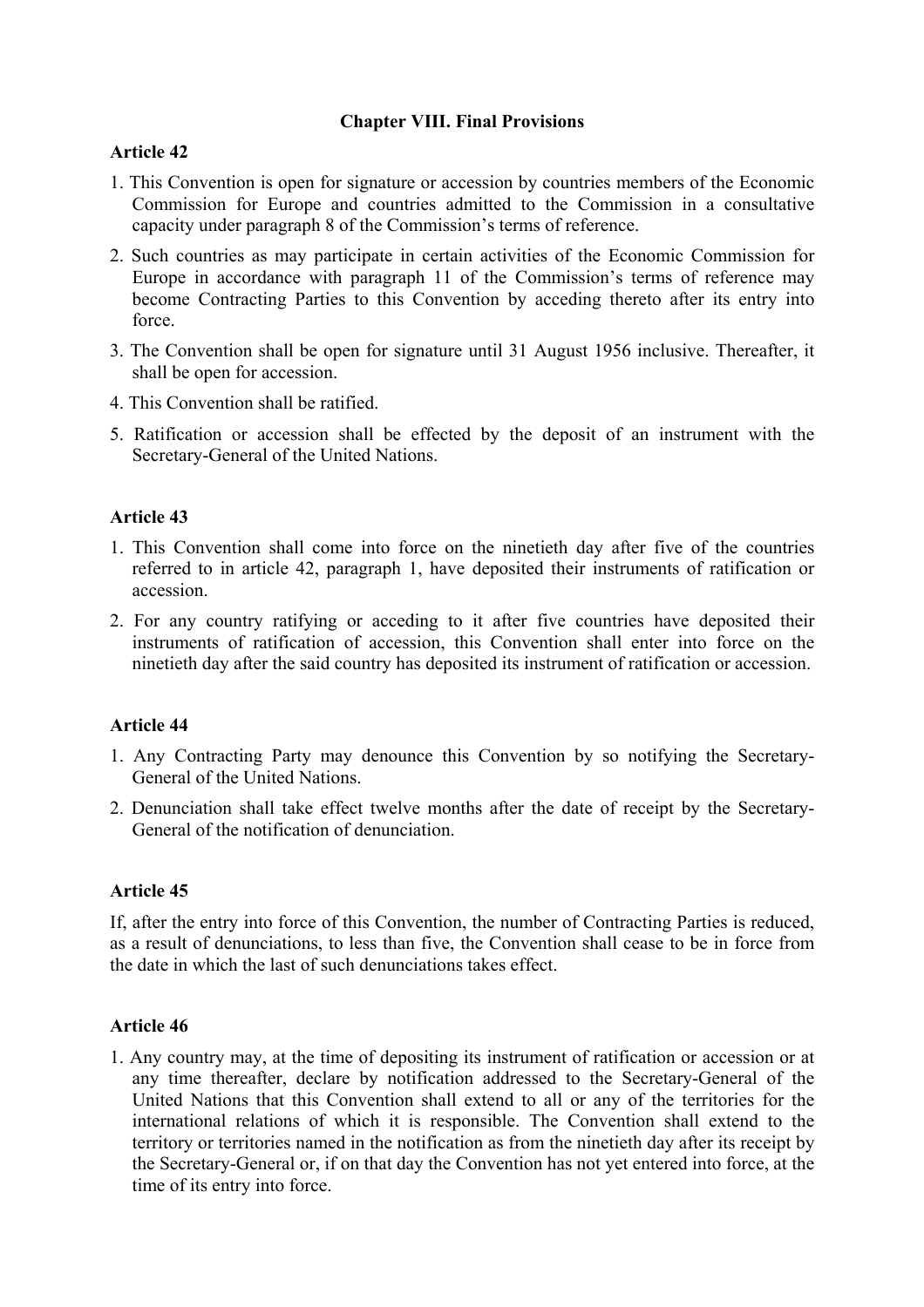## Chapter VIII. Final Provisions

### Article 42

1. This Convention is open for signature or accession by countries members of the Economic Commission for Europe and countries admitted to the Commission in a consultative capacity under paragraph 8 of the Commission's terms of reference.
2. Such countries as may participate in certain activities of the Economic Commission for Europe in accordance with paragraph 11 of the Commission's terms of reference may become Contracting Parties to this Convention by acceding thereto after its entry into force.
3. The Convention shall be open for signature until 31 August 1956 inclusive. Thereafter, it shall be open for accession.
4. This Convention shall be ratified.
5. Ratification or accession shall be effected by the deposit of an instrument with the Secretary-General of the United Nations.

### Article 43

1. This Convention shall come into force on the ninetieth day after five of the countries referred to in article 42, paragraph 1, have deposited their instruments of ratification or accession.
2. For any country ratifying or acceding to it after five countries have deposited their instruments of ratification of accession, this Convention shall enter into force on the ninetieth day after the said country has deposited its instrument of ratification or accession.

### Article 44

1. Any Contracting Party may denounce this Convention by so notifying the Secretary-General of the United Nations.
2. Denunciation shall take effect twelve months after the date of receipt by the Secretary-General of the notification of denunciation.

### Article 45

If, after the entry into force of this Convention, the number of Contracting Parties is reduced, as a result of denunciations, to less than five, the Convention shall cease to be in force from the date in which the last of such denunciations takes effect.

### Article 46

1. Any country may, at the time of depositing its instrument of ratification or accession or at any time thereafter, declare by notification addressed to the Secretary-General of the United Nations that this Convention shall extend to all or any of the territories for the international relations of which it is responsible. The Convention shall extend to the territory or territories named in the notification as from the ninetieth day after its receipt by the Secretary-General or, if on that day the Convention has not yet entered into force, at the time of its entry into force.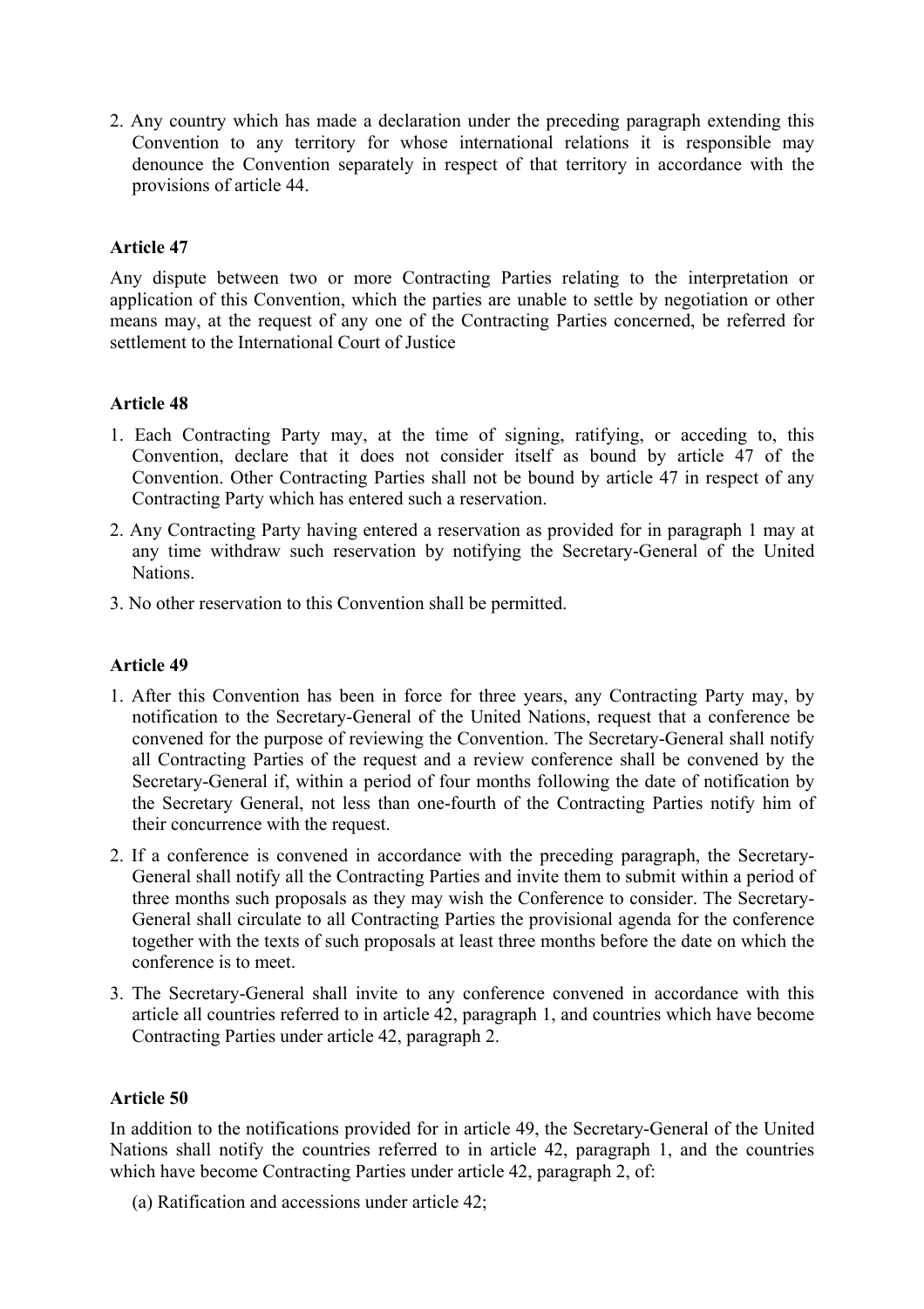2. Any country which has made a declaration under the preceding paragraph extending this Convention to any territory for whose international relations it is responsible may denounce the Convention separately in respect of that territory in accordance with the provisions of article 44.

**Article 47**

Any dispute between two or more Contracting Parties relating to the interpretation or application of this Convention, which the parties are unable to settle by negotiation or other means may, at the request of any one of the Contracting Parties concerned, be referred for settlement to the International Court of Justice

**Article 48**

1. Each Contracting Party may, at the time of signing, ratifying, or acceding to, this Convention, declare that it does not consider itself as bound by article 47 of the Convention. Other Contracting Parties shall not be bound by article 47 in respect of any Contracting Party which has entered such a reservation.
2. Any Contracting Party having entered a reservation as provided for in paragraph 1 may at any time withdraw such reservation by notifying the Secretary-General of the United Nations.
3. No other reservation to this Convention shall be permitted.

**Article 49**

1. After this Convention has been in force for three years, any Contracting Party may, by notification to the Secretary-General of the United Nations, request that a conference be convened for the purpose of reviewing the Convention. The Secretary-General shall notify all Contracting Parties of the request and a review conference shall be convened by the Secretary-General if, within a period of four months following the date of notification by the Secretary General, not less than one-fourth of the Contracting Parties notify him of their concurrence with the request.
2. If a conference is convened in accordance with the preceding paragraph, the Secretary-General shall notify all the Contracting Parties and invite them to submit within a period of three months such proposals as they may wish the Conference to consider. The Secretary-General shall circulate to all Contracting Parties the provisional agenda for the conference together with the texts of such proposals at least three months before the date on which the conference is to meet.
3. The Secretary-General shall invite to any conference convened in accordance with this article all countries referred to in article 42, paragraph 1, and countries which have become Contracting Parties under article 42, paragraph 2.

**Article 50**

In addition to the notifications provided for in article 49, the Secretary-General of the United Nations shall notify the countries referred to in article 42, paragraph 1, and the countries which have become Contracting Parties under article 42, paragraph 2, of:

(a) Ratification and accessions under article 42;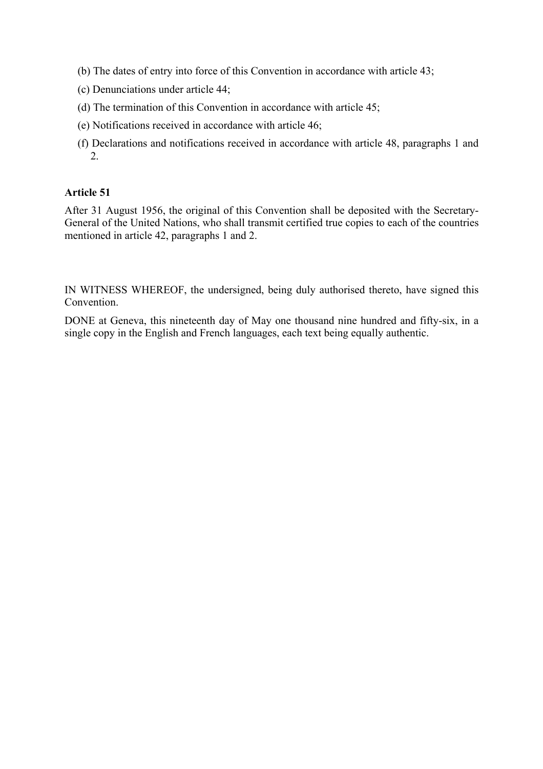(b) The dates of entry into force of this Convention in accordance with article 43;

(c) Denunciations under article 44;

(d) The termination of this Convention in accordance with article 45;

(e) Notifications received in accordance with article 46;

(f) Declarations and notifications received in accordance with article 48, paragraphs 1 and 2.

**Article 51**

After 31 August 1956, the original of this Convention shall be deposited with the Secretary-General of the United Nations, who shall transmit certified true copies to each of the countries mentioned in article 42, paragraphs 1 and 2.

IN WITNESS WHEREOF, the undersigned, being duly authorised thereto, have signed this Convention.

DONE at Geneva, this nineteenth day of May one thousand nine hundred and fifty-six, in a single copy in the English and French languages, each text being equally authentic.